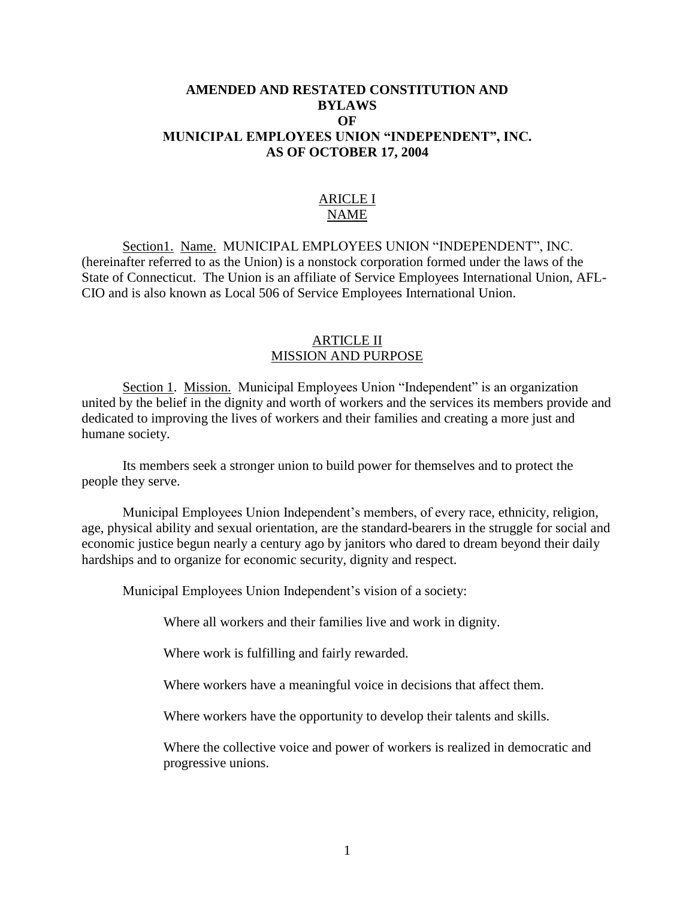# AMENDED AND RESTATED CONSTITUTION AND BYLAWS OF MUNICIPAL EMPLOYEES UNION "INDEPENDENT", INC. AS OF OCTOBER 17, 2004

## ARICLE I
## NAME

Section1. Name. MUNICIPAL EMPLOYEES UNION "INDEPENDENT", INC. (hereinafter referred to as the Union) is a nonstock corporation formed under the laws of the State of Connecticut. The Union is an affiliate of Service Employees International Union, AFL-CIO and is also known as Local 506 of Service Employees International Union.

## ARTICLE II
## MISSION AND PURPOSE

Section 1. Mission. Municipal Employees Union "Independent" is an organization united by the belief in the dignity and worth of workers and the services its members provide and dedicated to improving the lives of workers and their families and creating a more just and humane society.

Its members seek a stronger union to build power for themselves and to protect the people they serve.

Municipal Employees Union Independent's members, of every race, ethnicity, religion, age, physical ability and sexual orientation, are the standard-bearers in the struggle for social and economic justice begun nearly a century ago by janitors who dared to dream beyond their daily hardships and to organize for economic security, dignity and respect.

Municipal Employees Union Independent's vision of a society:

Where all workers and their families live and work in dignity.

Where work is fulfilling and fairly rewarded.

Where workers have a meaningful voice in decisions that affect them.

Where workers have the opportunity to develop their talents and skills.

Where the collective voice and power of workers is realized in democratic and progressive unions.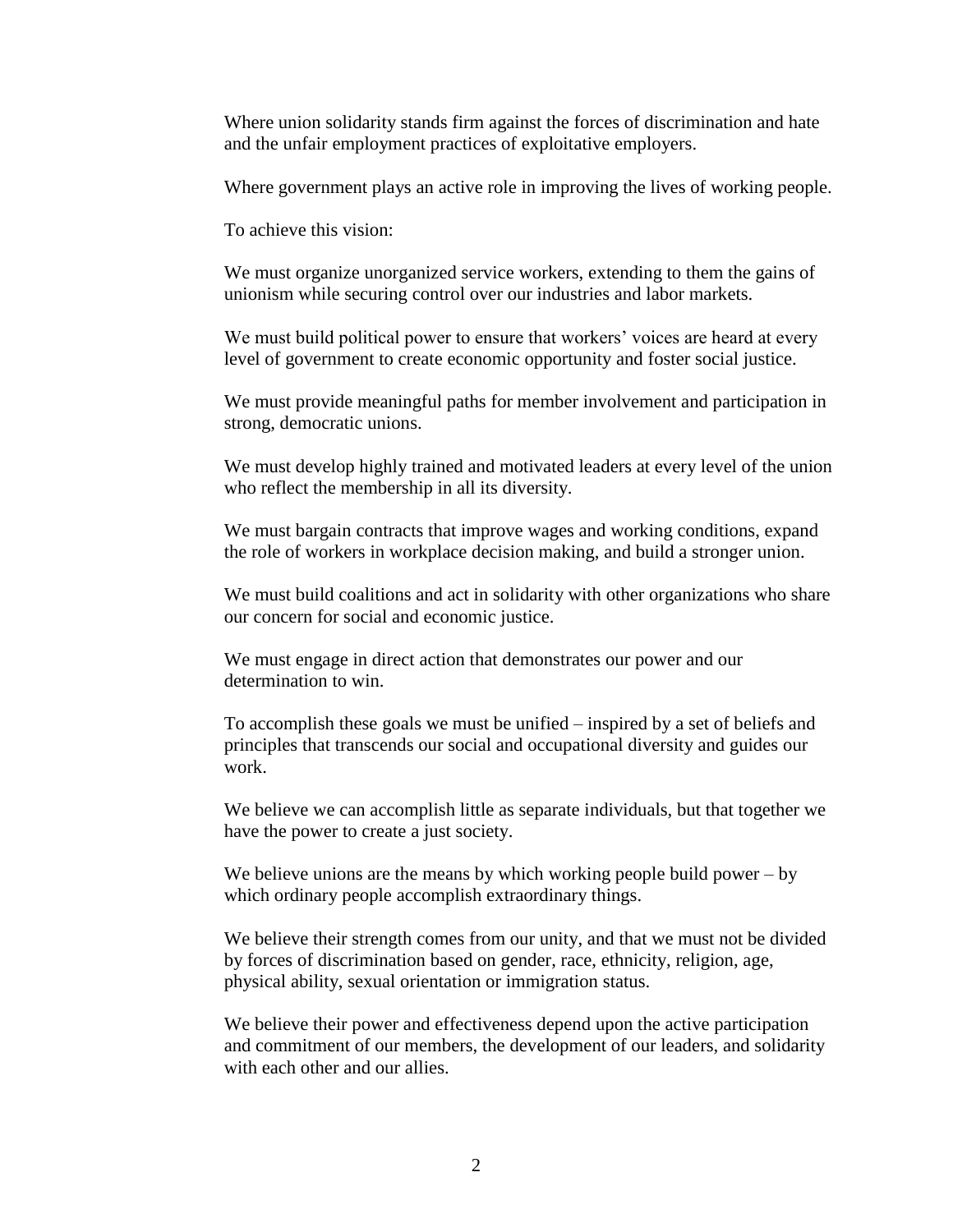Where union solidarity stands firm against the forces of discrimination and hate and the unfair employment practices of exploitative employers.

Where government plays an active role in improving the lives of working people.

To achieve this vision:

We must organize unorganized service workers, extending to them the gains of unionism while securing control over our industries and labor markets.

We must build political power to ensure that workers' voices are heard at every level of government to create economic opportunity and foster social justice.

We must provide meaningful paths for member involvement and participation in strong, democratic unions.

We must develop highly trained and motivated leaders at every level of the union who reflect the membership in all its diversity.

We must bargain contracts that improve wages and working conditions, expand the role of workers in workplace decision making, and build a stronger union.

We must build coalitions and act in solidarity with other organizations who share our concern for social and economic justice.

We must engage in direct action that demonstrates our power and our determination to win.

To accomplish these goals we must be unified – inspired by a set of beliefs and principles that transcends our social and occupational diversity and guides our work.

We believe we can accomplish little as separate individuals, but that together we have the power to create a just society.

We believe unions are the means by which working people build power – by which ordinary people accomplish extraordinary things.

We believe their strength comes from our unity, and that we must not be divided by forces of discrimination based on gender, race, ethnicity, religion, age, physical ability, sexual orientation or immigration status.

We believe their power and effectiveness depend upon the active participation and commitment of our members, the development of our leaders, and solidarity with each other and our allies.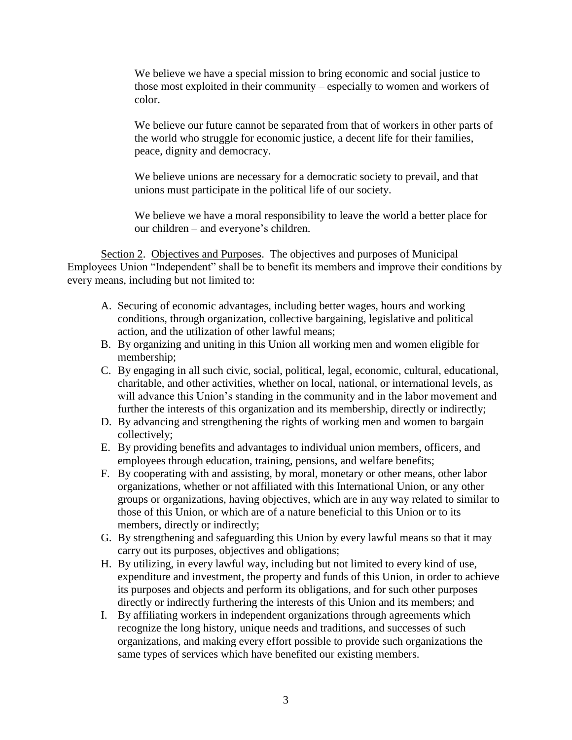We believe we have a special mission to bring economic and social justice to those most exploited in their community – especially to women and workers of color.

We believe our future cannot be separated from that of workers in other parts of the world who struggle for economic justice, a decent life for their families, peace, dignity and democracy.

We believe unions are necessary for a democratic society to prevail, and that unions must participate in the political life of our society.

We believe we have a moral responsibility to leave the world a better place for our children – and everyone's children.

Section 2. Objectives and Purposes. The objectives and purposes of Municipal Employees Union "Independent" shall be to benefit its members and improve their conditions by every means, including but not limited to:

A. Securing of economic advantages, including better wages, hours and working conditions, through organization, collective bargaining, legislative and political action, and the utilization of other lawful means;
B. By organizing and uniting in this Union all working men and women eligible for membership;
C. By engaging in all such civic, social, political, legal, economic, cultural, educational, charitable, and other activities, whether on local, national, or international levels, as will advance this Union's standing in the community and in the labor movement and further the interests of this organization and its membership, directly or indirectly;
D. By advancing and strengthening the rights of working men and women to bargain collectively;
E. By providing benefits and advantages to individual union members, officers, and employees through education, training, pensions, and welfare benefits;
F. By cooperating with and assisting, by moral, monetary or other means, other labor organizations, whether or not affiliated with this International Union, or any other groups or organizations, having objectives, which are in any way related to similar to those of this Union, or which are of a nature beneficial to this Union or to its members, directly or indirectly;
G. By strengthening and safeguarding this Union by every lawful means so that it may carry out its purposes, objectives and obligations;
H. By utilizing, in every lawful way, including but not limited to every kind of use, expenditure and investment, the property and funds of this Union, in order to achieve its purposes and objects and perform its obligations, and for such other purposes directly or indirectly furthering the interests of this Union and its members; and
I. By affiliating workers in independent organizations through agreements which recognize the long history, unique needs and traditions, and successes of such organizations, and making every effort possible to provide such organizations the same types of services which have benefited our existing members.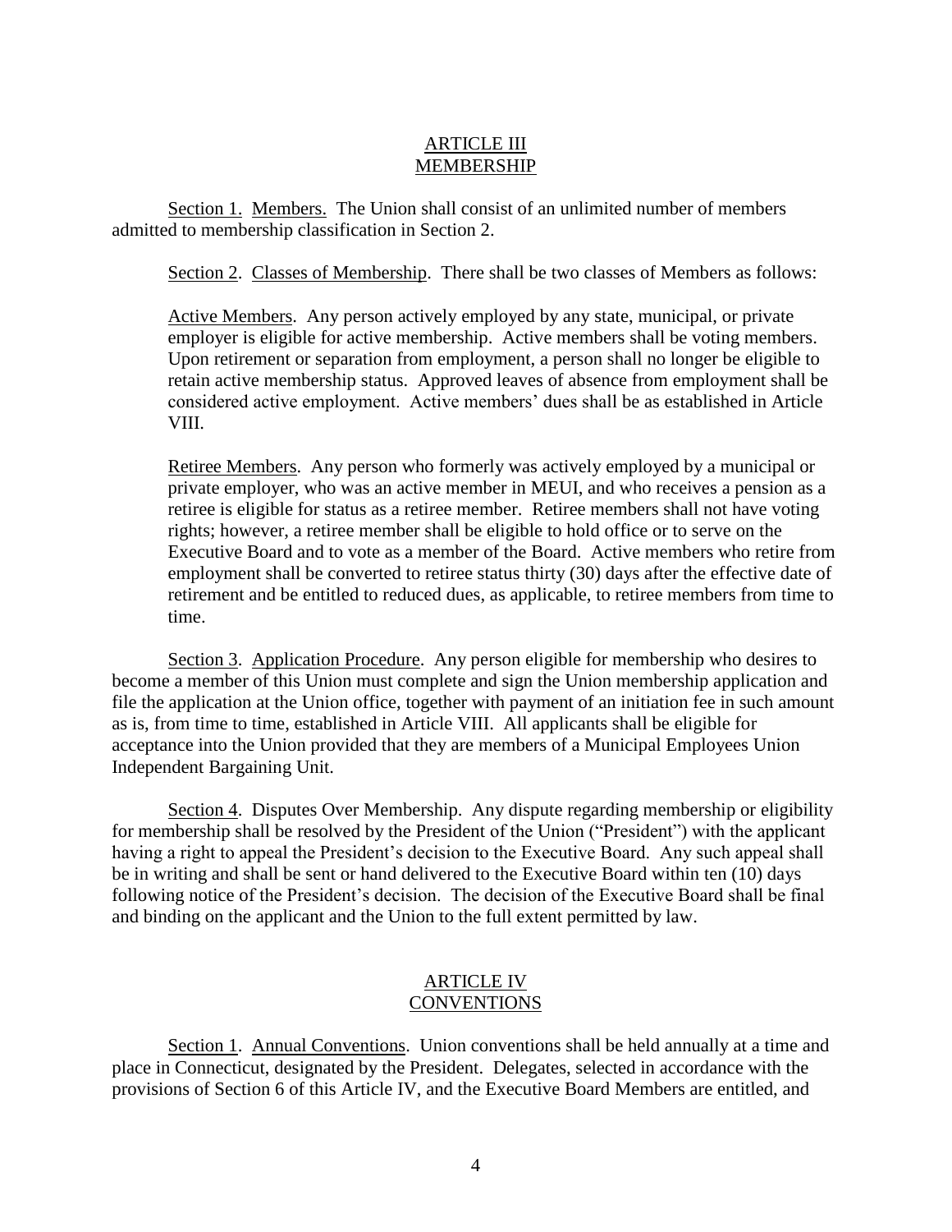## ARTICLE III
## MEMBERSHIP

Section 1. Members. The Union shall consist of an unlimited number of members admitted to membership classification in Section 2.

Section 2. Classes of Membership. There shall be two classes of Members as follows:

Active Members. Any person actively employed by any state, municipal, or private employer is eligible for active membership. Active members shall be voting members. Upon retirement or separation from employment, a person shall no longer be eligible to retain active membership status. Approved leaves of absence from employment shall be considered active employment. Active members' dues shall be as established in Article VIII.

Retiree Members. Any person who formerly was actively employed by a municipal or private employer, who was an active member in MEUI, and who receives a pension as a retiree is eligible for status as a retiree member. Retiree members shall not have voting rights; however, a retiree member shall be eligible to hold office or to serve on the Executive Board and to vote as a member of the Board. Active members who retire from employment shall be converted to retiree status thirty (30) days after the effective date of retirement and be entitled to reduced dues, as applicable, to retiree members from time to time.

Section 3. Application Procedure. Any person eligible for membership who desires to become a member of this Union must complete and sign the Union membership application and file the application at the Union office, together with payment of an initiation fee in such amount as is, from time to time, established in Article VIII. All applicants shall be eligible for acceptance into the Union provided that they are members of a Municipal Employees Union Independent Bargaining Unit.

Section 4. Disputes Over Membership. Any dispute regarding membership or eligibility for membership shall be resolved by the President of the Union ("President") with the applicant having a right to appeal the President's decision to the Executive Board. Any such appeal shall be in writing and shall be sent or hand delivered to the Executive Board within ten (10) days following notice of the President's decision. The decision of the Executive Board shall be final and binding on the applicant and the Union to the full extent permitted by law.

## ARTICLE IV
## CONVENTIONS

Section 1. Annual Conventions. Union conventions shall be held annually at a time and place in Connecticut, designated by the President. Delegates, selected in accordance with the provisions of Section 6 of this Article IV, and the Executive Board Members are entitled, and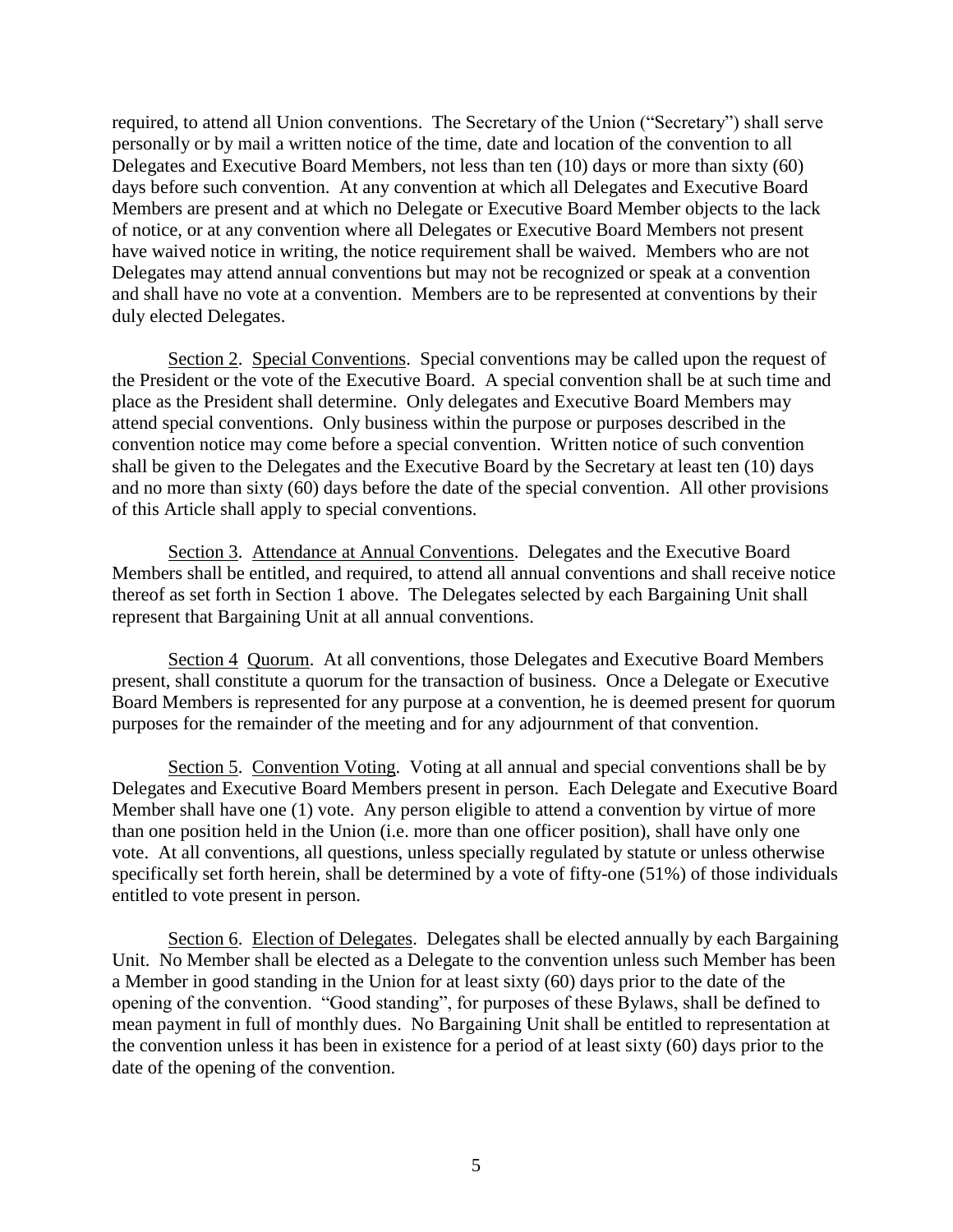required, to attend all Union conventions. The Secretary of the Union ("Secretary") shall serve personally or by mail a written notice of the time, date and location of the convention to all Delegates and Executive Board Members, not less than ten (10) days or more than sixty (60) days before such convention. At any convention at which all Delegates and Executive Board Members are present and at which no Delegate or Executive Board Member objects to the lack of notice, or at any convention where all Delegates or Executive Board Members not present have waived notice in writing, the notice requirement shall be waived. Members who are not Delegates may attend annual conventions but may not be recognized or speak at a convention and shall have no vote at a convention. Members are to be represented at conventions by their duly elected Delegates.

Section 2. Special Conventions. Special conventions may be called upon the request of the President or the vote of the Executive Board. A special convention shall be at such time and place as the President shall determine. Only delegates and Executive Board Members may attend special conventions. Only business within the purpose or purposes described in the convention notice may come before a special convention. Written notice of such convention shall be given to the Delegates and the Executive Board by the Secretary at least ten (10) days and no more than sixty (60) days before the date of the special convention. All other provisions of this Article shall apply to special conventions.

Section 3. Attendance at Annual Conventions. Delegates and the Executive Board Members shall be entitled, and required, to attend all annual conventions and shall receive notice thereof as set forth in Section 1 above. The Delegates selected by each Bargaining Unit shall represent that Bargaining Unit at all annual conventions.

Section 4 Quorum. At all conventions, those Delegates and Executive Board Members present, shall constitute a quorum for the transaction of business. Once a Delegate or Executive Board Members is represented for any purpose at a convention, he is deemed present for quorum purposes for the remainder of the meeting and for any adjournment of that convention.

Section 5. Convention Voting. Voting at all annual and special conventions shall be by Delegates and Executive Board Members present in person. Each Delegate and Executive Board Member shall have one (1) vote. Any person eligible to attend a convention by virtue of more than one position held in the Union (i.e. more than one officer position), shall have only one vote. At all conventions, all questions, unless specially regulated by statute or unless otherwise specifically set forth herein, shall be determined by a vote of fifty-one (51%) of those individuals entitled to vote present in person.

Section 6. Election of Delegates. Delegates shall be elected annually by each Bargaining Unit. No Member shall be elected as a Delegate to the convention unless such Member has been a Member in good standing in the Union for at least sixty (60) days prior to the date of the opening of the convention. "Good standing", for purposes of these Bylaws, shall be defined to mean payment in full of monthly dues. No Bargaining Unit shall be entitled to representation at the convention unless it has been in existence for a period of at least sixty (60) days prior to the date of the opening of the convention.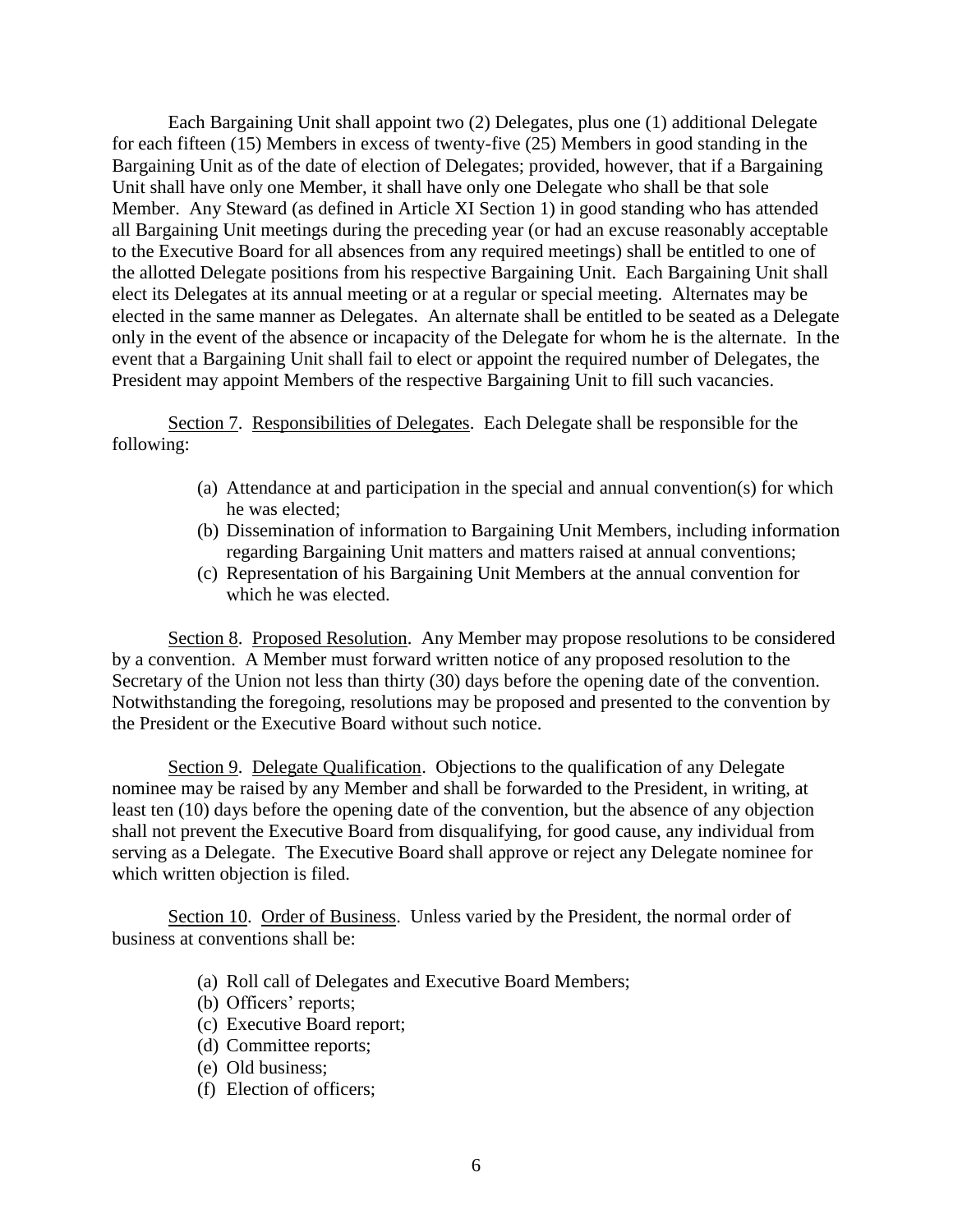Each Bargaining Unit shall appoint two (2) Delegates, plus one (1) additional Delegate for each fifteen (15) Members in excess of twenty-five (25) Members in good standing in the Bargaining Unit as of the date of election of Delegates; provided, however, that if a Bargaining Unit shall have only one Member, it shall have only one Delegate who shall be that sole Member. Any Steward (as defined in Article XI Section 1) in good standing who has attended all Bargaining Unit meetings during the preceding year (or had an excuse reasonably acceptable to the Executive Board for all absences from any required meetings) shall be entitled to one of the allotted Delegate positions from his respective Bargaining Unit. Each Bargaining Unit shall elect its Delegates at its annual meeting or at a regular or special meeting. Alternates may be elected in the same manner as Delegates. An alternate shall be entitled to be seated as a Delegate only in the event of the absence or incapacity of the Delegate for whom he is the alternate. In the event that a Bargaining Unit shall fail to elect or appoint the required number of Delegates, the President may appoint Members of the respective Bargaining Unit to fill such vacancies.

Section 7. Responsibilities of Delegates. Each Delegate shall be responsible for the following:

- (a) Attendance at and participation in the special and annual convention(s) for which he was elected;
- (b) Dissemination of information to Bargaining Unit Members, including information regarding Bargaining Unit matters and matters raised at annual conventions;
- (c) Representation of his Bargaining Unit Members at the annual convention for which he was elected.

Section 8. Proposed Resolution. Any Member may propose resolutions to be considered by a convention. A Member must forward written notice of any proposed resolution to the Secretary of the Union not less than thirty (30) days before the opening date of the convention. Notwithstanding the foregoing, resolutions may be proposed and presented to the convention by the President or the Executive Board without such notice.

Section 9. Delegate Qualification. Objections to the qualification of any Delegate nominee may be raised by any Member and shall be forwarded to the President, in writing, at least ten (10) days before the opening date of the convention, but the absence of any objection shall not prevent the Executive Board from disqualifying, for good cause, any individual from serving as a Delegate. The Executive Board shall approve or reject any Delegate nominee for which written objection is filed.

Section 10. Order of Business. Unless varied by the President, the normal order of business at conventions shall be:

- (a) Roll call of Delegates and Executive Board Members;
- (b) Officers' reports;
- (c) Executive Board report;
- (d) Committee reports;
- (e) Old business;
- (f) Election of officers;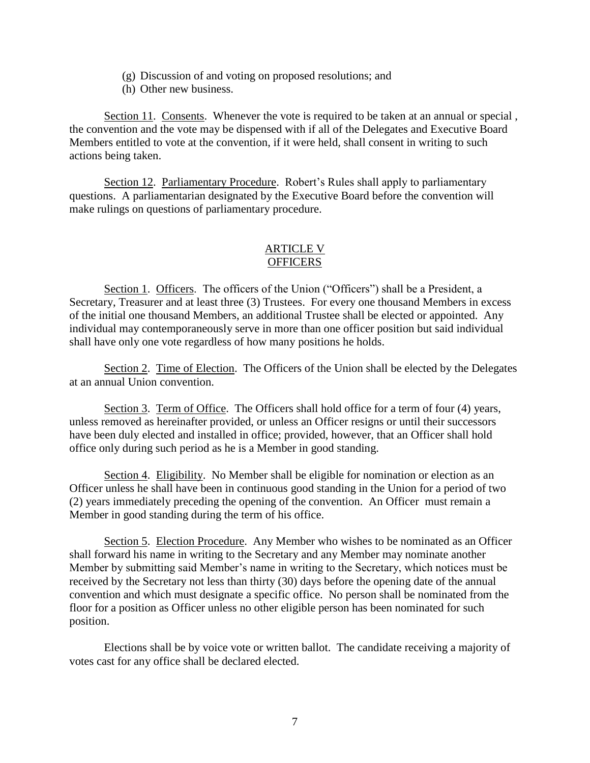(g) Discussion of and voting on proposed resolutions; and

(h) Other new business.

Section 11. Consents. Whenever the vote is required to be taken at an annual or special , the convention and the vote may be dispensed with if all of the Delegates and Executive Board Members entitled to vote at the convention, if it were held, shall consent in writing to such actions being taken.

Section 12. Parliamentary Procedure. Robert's Rules shall apply to parliamentary questions. A parliamentarian designated by the Executive Board before the convention will make rulings on questions of parliamentary procedure.

## ARTICLE V
## OFFICERS

Section 1. Officers. The officers of the Union ("Officers") shall be a President, a Secretary, Treasurer and at least three (3) Trustees. For every one thousand Members in excess of the initial one thousand Members, an additional Trustee shall be elected or appointed. Any individual may contemporaneously serve in more than one officer position but said individual shall have only one vote regardless of how many positions he holds.

Section 2. Time of Election. The Officers of the Union shall be elected by the Delegates at an annual Union convention.

Section 3. Term of Office. The Officers shall hold office for a term of four (4) years, unless removed as hereinafter provided, or unless an Officer resigns or until their successors have been duly elected and installed in office; provided, however, that an Officer shall hold office only during such period as he is a Member in good standing.

Section 4. Eligibility. No Member shall be eligible for nomination or election as an Officer unless he shall have been in continuous good standing in the Union for a period of two (2) years immediately preceding the opening of the convention. An Officer must remain a Member in good standing during the term of his office.

Section 5. Election Procedure. Any Member who wishes to be nominated as an Officer shall forward his name in writing to the Secretary and any Member may nominate another Member by submitting said Member's name in writing to the Secretary, which notices must be received by the Secretary not less than thirty (30) days before the opening date of the annual convention and which must designate a specific office. No person shall be nominated from the floor for a position as Officer unless no other eligible person has been nominated for such position.

Elections shall be by voice vote or written ballot. The candidate receiving a majority of votes cast for any office shall be declared elected.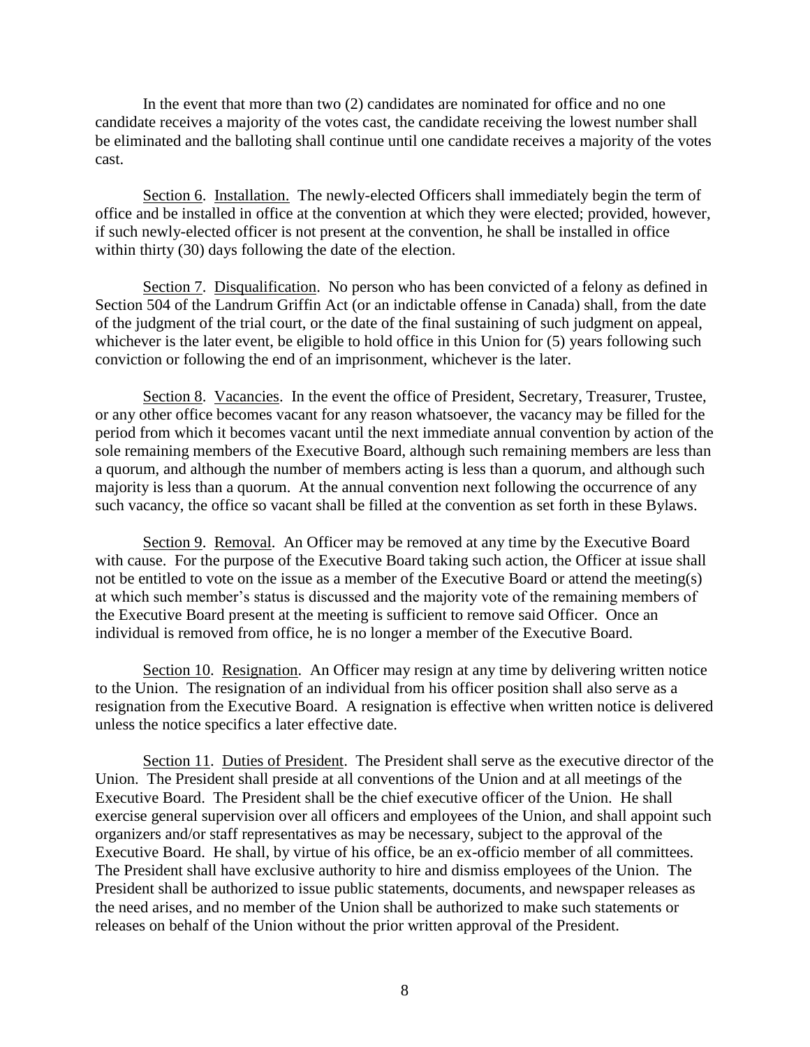In the event that more than two (2) candidates are nominated for office and no one candidate receives a majority of the votes cast, the candidate receiving the lowest number shall be eliminated and the balloting shall continue until one candidate receives a majority of the votes cast.

Section 6. Installation. The newly-elected Officers shall immediately begin the term of office and be installed in office at the convention at which they were elected; provided, however, if such newly-elected officer is not present at the convention, he shall be installed in office within thirty (30) days following the date of the election.

Section 7. Disqualification. No person who has been convicted of a felony as defined in Section 504 of the Landrum Griffin Act (or an indictable offense in Canada) shall, from the date of the judgment of the trial court, or the date of the final sustaining of such judgment on appeal, whichever is the later event, be eligible to hold office in this Union for (5) years following such conviction or following the end of an imprisonment, whichever is the later.

Section 8. Vacancies. In the event the office of President, Secretary, Treasurer, Trustee, or any other office becomes vacant for any reason whatsoever, the vacancy may be filled for the period from which it becomes vacant until the next immediate annual convention by action of the sole remaining members of the Executive Board, although such remaining members are less than a quorum, and although the number of members acting is less than a quorum, and although such majority is less than a quorum. At the annual convention next following the occurrence of any such vacancy, the office so vacant shall be filled at the convention as set forth in these Bylaws.

Section 9. Removal. An Officer may be removed at any time by the Executive Board with cause. For the purpose of the Executive Board taking such action, the Officer at issue shall not be entitled to vote on the issue as a member of the Executive Board or attend the meeting(s) at which such member's status is discussed and the majority vote of the remaining members of the Executive Board present at the meeting is sufficient to remove said Officer. Once an individual is removed from office, he is no longer a member of the Executive Board.

Section 10. Resignation. An Officer may resign at any time by delivering written notice to the Union. The resignation of an individual from his officer position shall also serve as a resignation from the Executive Board. A resignation is effective when written notice is delivered unless the notice specifics a later effective date.

Section 11. Duties of President. The President shall serve as the executive director of the Union. The President shall preside at all conventions of the Union and at all meetings of the Executive Board. The President shall be the chief executive officer of the Union. He shall exercise general supervision over all officers and employees of the Union, and shall appoint such organizers and/or staff representatives as may be necessary, subject to the approval of the Executive Board. He shall, by virtue of his office, be an ex-officio member of all committees. The President shall have exclusive authority to hire and dismiss employees of the Union. The President shall be authorized to issue public statements, documents, and newspaper releases as the need arises, and no member of the Union shall be authorized to make such statements or releases on behalf of the Union without the prior written approval of the President.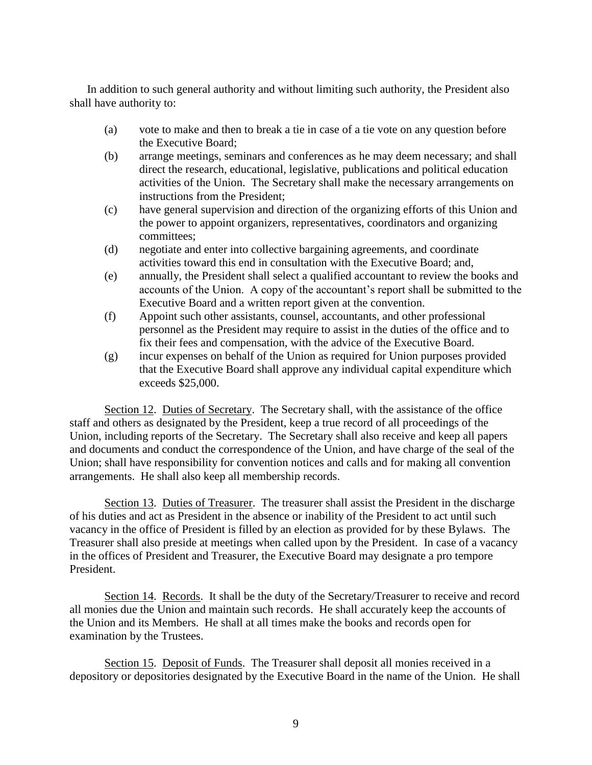In addition to such general authority and without limiting such authority, the President also shall have authority to:

(a) vote to make and then to break a tie in case of a tie vote on any question before the Executive Board;

(b) arrange meetings, seminars and conferences as he may deem necessary; and shall direct the research, educational, legislative, publications and political education activities of the Union. The Secretary shall make the necessary arrangements on instructions from the President;

(c) have general supervision and direction of the organizing efforts of this Union and the power to appoint organizers, representatives, coordinators and organizing committees;

(d) negotiate and enter into collective bargaining agreements, and coordinate activities toward this end in consultation with the Executive Board; and,

(e) annually, the President shall select a qualified accountant to review the books and accounts of the Union. A copy of the accountant's report shall be submitted to the Executive Board and a written report given at the convention.

(f) Appoint such other assistants, counsel, accountants, and other professional personnel as the President may require to assist in the duties of the office and to fix their fees and compensation, with the advice of the Executive Board.

(g) incur expenses on behalf of the Union as required for Union purposes provided that the Executive Board shall approve any individual capital expenditure which exceeds $25,000.

Section 12. Duties of Secretary. The Secretary shall, with the assistance of the office staff and others as designated by the President, keep a true record of all proceedings of the Union, including reports of the Secretary. The Secretary shall also receive and keep all papers and documents and conduct the correspondence of the Union, and have charge of the seal of the Union; shall have responsibility for convention notices and calls and for making all convention arrangements. He shall also keep all membership records.

Section 13. Duties of Treasurer. The treasurer shall assist the President in the discharge of his duties and act as President in the absence or inability of the President to act until such vacancy in the office of President is filled by an election as provided for by these Bylaws. The Treasurer shall also preside at meetings when called upon by the President. In case of a vacancy in the offices of President and Treasurer, the Executive Board may designate a pro tempore President.

Section 14. Records. It shall be the duty of the Secretary/Treasurer to receive and record all monies due the Union and maintain such records. He shall accurately keep the accounts of the Union and its Members. He shall at all times make the books and records open for examination by the Trustees.

Section 15. Deposit of Funds. The Treasurer shall deposit all monies received in a depository or depositories designated by the Executive Board in the name of the Union. He shall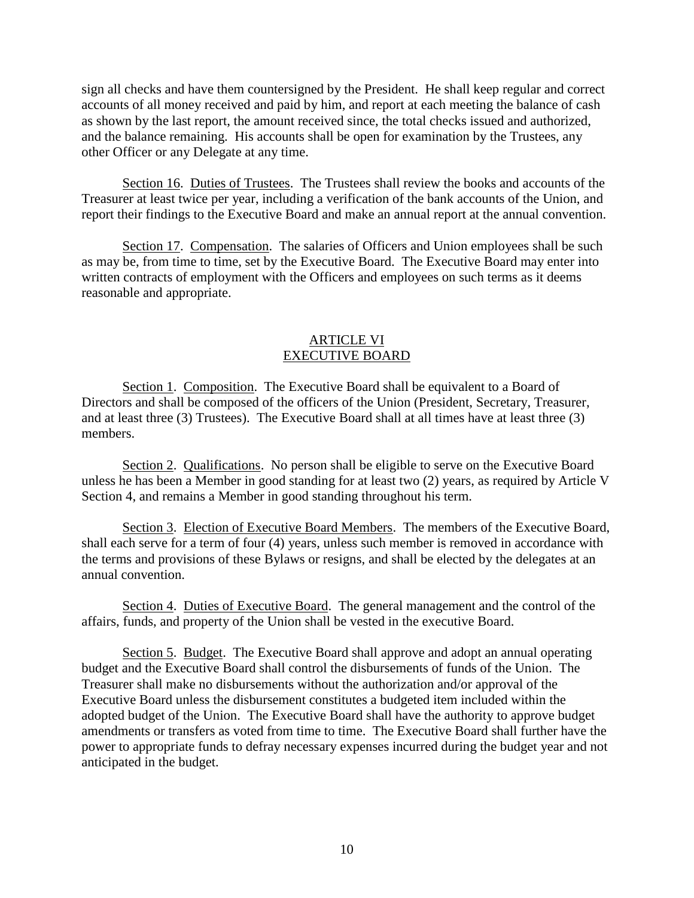sign all checks and have them countersigned by the President. He shall keep regular and correct accounts of all money received and paid by him, and report at each meeting the balance of cash as shown by the last report, the amount received since, the total checks issued and authorized, and the balance remaining. His accounts shall be open for examination by the Trustees, any other Officer or any Delegate at any time.

Section 16. Duties of Trustees. The Trustees shall review the books and accounts of the Treasurer at least twice per year, including a verification of the bank accounts of the Union, and report their findings to the Executive Board and make an annual report at the annual convention.

Section 17. Compensation. The salaries of Officers and Union employees shall be such as may be, from time to time, set by the Executive Board. The Executive Board may enter into written contracts of employment with the Officers and employees on such terms as it deems reasonable and appropriate.

## ARTICLE VI
## EXECUTIVE BOARD

Section 1. Composition. The Executive Board shall be equivalent to a Board of Directors and shall be composed of the officers of the Union (President, Secretary, Treasurer, and at least three (3) Trustees). The Executive Board shall at all times have at least three (3) members.

Section 2. Qualifications. No person shall be eligible to serve on the Executive Board unless he has been a Member in good standing for at least two (2) years, as required by Article V Section 4, and remains a Member in good standing throughout his term.

Section 3. Election of Executive Board Members. The members of the Executive Board, shall each serve for a term of four (4) years, unless such member is removed in accordance with the terms and provisions of these Bylaws or resigns, and shall be elected by the delegates at an annual convention.

Section 4. Duties of Executive Board. The general management and the control of the affairs, funds, and property of the Union shall be vested in the executive Board.

Section 5. Budget. The Executive Board shall approve and adopt an annual operating budget and the Executive Board shall control the disbursements of funds of the Union. The Treasurer shall make no disbursements without the authorization and/or approval of the Executive Board unless the disbursement constitutes a budgeted item included within the adopted budget of the Union. The Executive Board shall have the authority to approve budget amendments or transfers as voted from time to time. The Executive Board shall further have the power to appropriate funds to defray necessary expenses incurred during the budget year and not anticipated in the budget.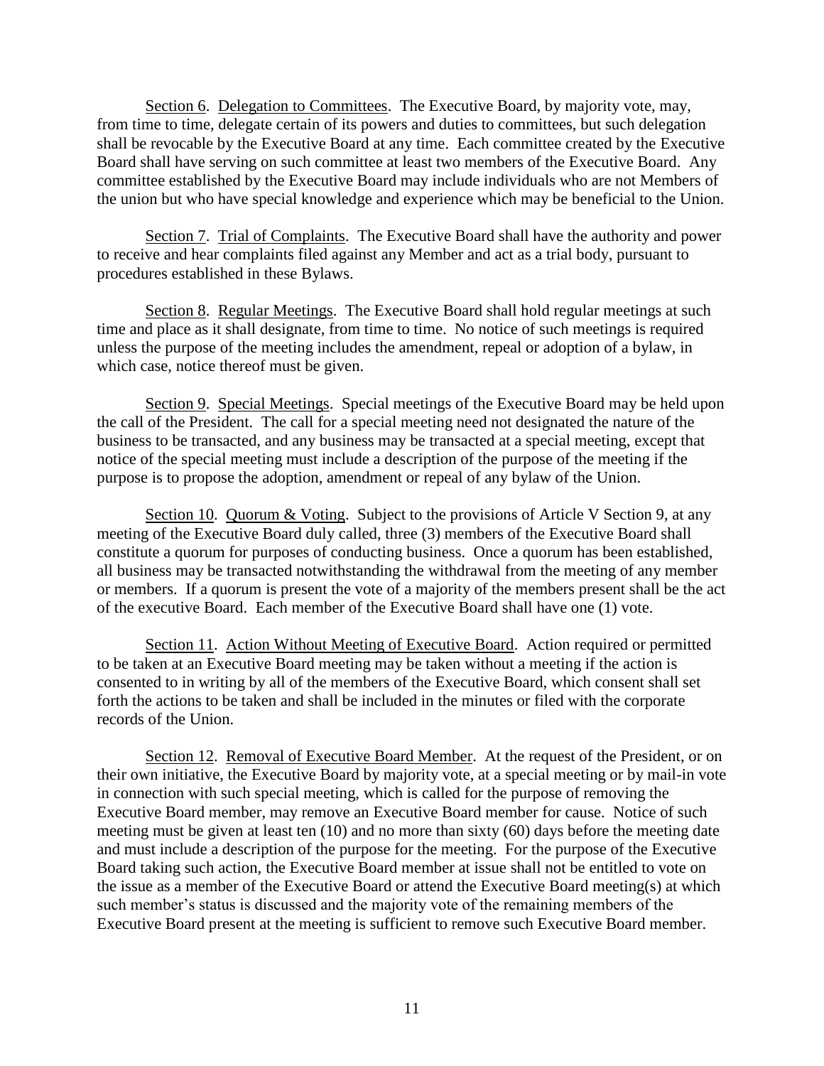Section 6. <u>Delegation to Committees</u>. The Executive Board, by majority vote, may, from time to time, delegate certain of its powers and duties to committees, but such delegation shall be revocable by the Executive Board at any time. Each committee created by the Executive Board shall have serving on such committee at least two members of the Executive Board. Any committee established by the Executive Board may include individuals who are not Members of the union but who have special knowledge and experience which may be beneficial to the Union.

Section 7. <u>Trial of Complaints</u>. The Executive Board shall have the authority and power to receive and hear complaints filed against any Member and act as a trial body, pursuant to procedures established in these Bylaws.

Section 8. <u>Regular Meetings</u>. The Executive Board shall hold regular meetings at such time and place as it shall designate, from time to time. No notice of such meetings is required unless the purpose of the meeting includes the amendment, repeal or adoption of a bylaw, in which case, notice thereof must be given.

Section 9. <u>Special Meetings</u>. Special meetings of the Executive Board may be held upon the call of the President. The call for a special meeting need not designated the nature of the business to be transacted, and any business may be transacted at a special meeting, except that notice of the special meeting must include a description of the purpose of the meeting if the purpose is to propose the adoption, amendment or repeal of any bylaw of the Union.

Section 10. <u>Quorum & Voting</u>. Subject to the provisions of Article V Section 9, at any meeting of the Executive Board duly called, three (3) members of the Executive Board shall constitute a quorum for purposes of conducting business. Once a quorum has been established, all business may be transacted notwithstanding the withdrawal from the meeting of any member or members. If a quorum is present the vote of a majority of the members present shall be the act of the executive Board. Each member of the Executive Board shall have one (1) vote.

Section 11. <u>Action Without Meeting of Executive Board</u>. Action required or permitted to be taken at an Executive Board meeting may be taken without a meeting if the action is consented to in writing by all of the members of the Executive Board, which consent shall set forth the actions to be taken and shall be included in the minutes or filed with the corporate records of the Union.

Section 12. <u>Removal of Executive Board Member</u>. At the request of the President, or on their own initiative, the Executive Board by majority vote, at a special meeting or by mail-in vote in connection with such special meeting, which is called for the purpose of removing the Executive Board member, may remove an Executive Board member for cause. Notice of such meeting must be given at least ten (10) and no more than sixty (60) days before the meeting date and must include a description of the purpose for the meeting. For the purpose of the Executive Board taking such action, the Executive Board member at issue shall not be entitled to vote on the issue as a member of the Executive Board or attend the Executive Board meeting(s) at which such member's status is discussed and the majority vote of the remaining members of the Executive Board present at the meeting is sufficient to remove such Executive Board member.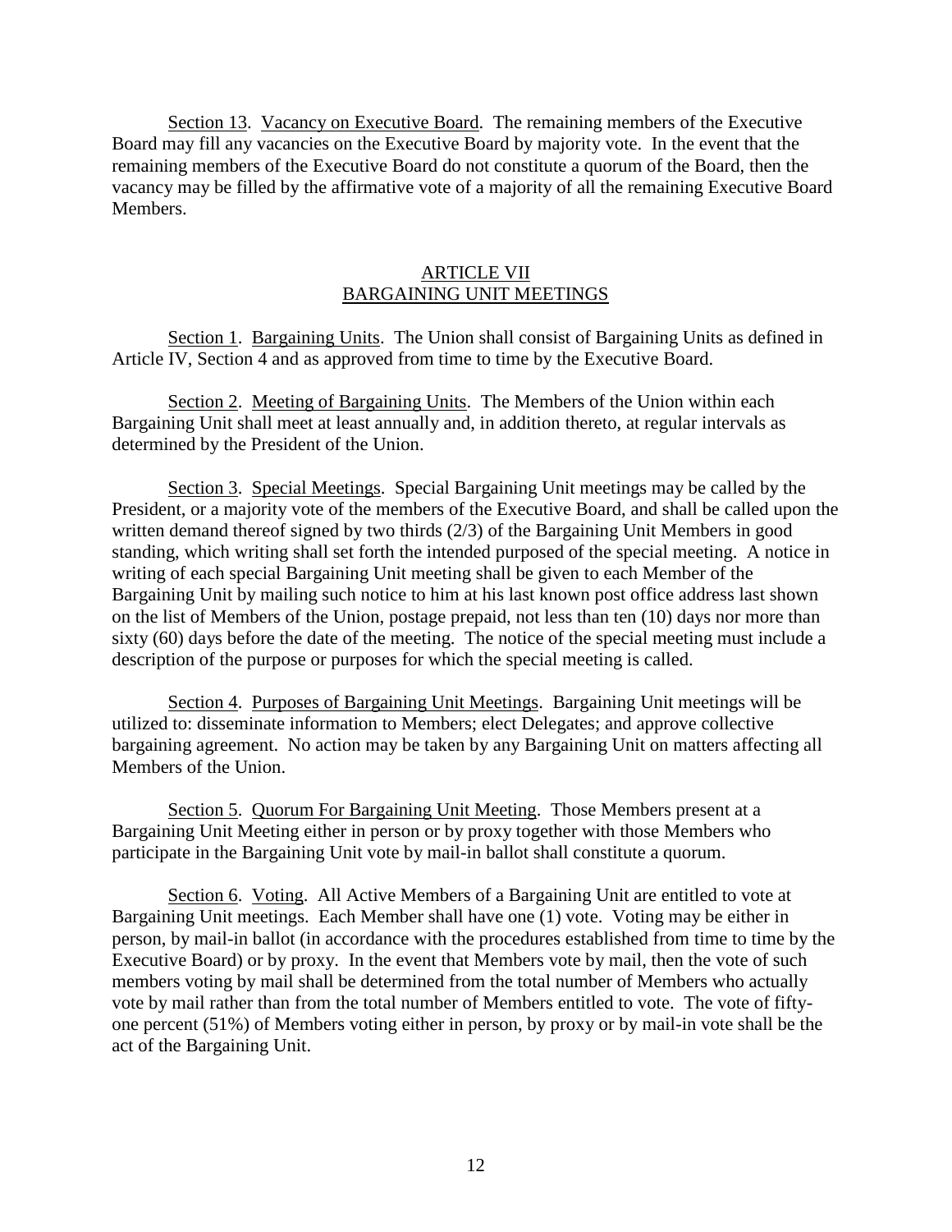Section 13. Vacancy on Executive Board. The remaining members of the Executive Board may fill any vacancies on the Executive Board by majority vote. In the event that the remaining members of the Executive Board do not constitute a quorum of the Board, then the vacancy may be filled by the affirmative vote of a majority of all the remaining Executive Board Members.

## ARTICLE VII
## BARGAINING UNIT MEETINGS

Section 1. Bargaining Units. The Union shall consist of Bargaining Units as defined in Article IV, Section 4 and as approved from time to time by the Executive Board.

Section 2. Meeting of Bargaining Units. The Members of the Union within each Bargaining Unit shall meet at least annually and, in addition thereto, at regular intervals as determined by the President of the Union.

Section 3. Special Meetings. Special Bargaining Unit meetings may be called by the President, or a majority vote of the members of the Executive Board, and shall be called upon the written demand thereof signed by two thirds (2/3) of the Bargaining Unit Members in good standing, which writing shall set forth the intended purposed of the special meeting. A notice in writing of each special Bargaining Unit meeting shall be given to each Member of the Bargaining Unit by mailing such notice to him at his last known post office address last shown on the list of Members of the Union, postage prepaid, not less than ten (10) days nor more than sixty (60) days before the date of the meeting. The notice of the special meeting must include a description of the purpose or purposes for which the special meeting is called.

Section 4. Purposes of Bargaining Unit Meetings. Bargaining Unit meetings will be utilized to: disseminate information to Members; elect Delegates; and approve collective bargaining agreement. No action may be taken by any Bargaining Unit on matters affecting all Members of the Union.

Section 5. Quorum For Bargaining Unit Meeting. Those Members present at a Bargaining Unit Meeting either in person or by proxy together with those Members who participate in the Bargaining Unit vote by mail-in ballot shall constitute a quorum.

Section 6. Voting. All Active Members of a Bargaining Unit are entitled to vote at Bargaining Unit meetings. Each Member shall have one (1) vote. Voting may be either in person, by mail-in ballot (in accordance with the procedures established from time to time by the Executive Board) or by proxy. In the event that Members vote by mail, then the vote of such members voting by mail shall be determined from the total number of Members who actually vote by mail rather than from the total number of Members entitled to vote. The vote of fifty-one percent (51%) of Members voting either in person, by proxy or by mail-in vote shall be the act of the Bargaining Unit.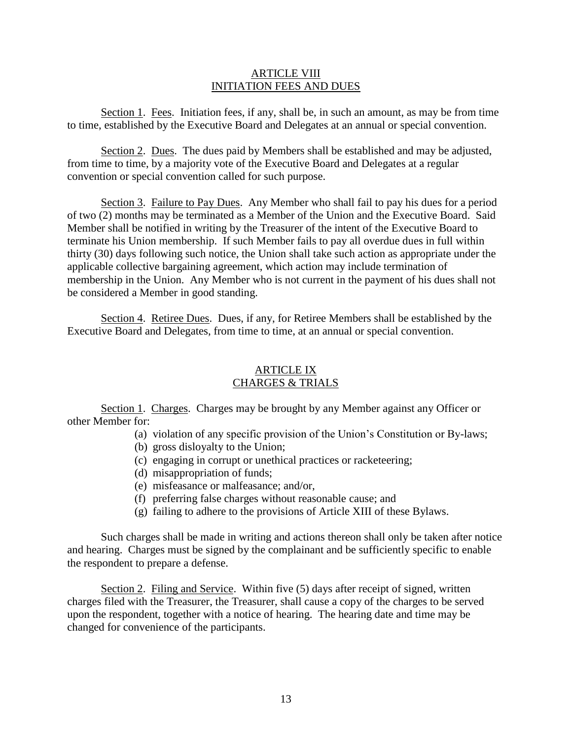## ARTICLE VIII
## INITIATION FEES AND DUES

Section 1. Fees. Initiation fees, if any, shall be, in such an amount, as may be from time to time, established by the Executive Board and Delegates at an annual or special convention.

Section 2. Dues. The dues paid by Members shall be established and may be adjusted, from time to time, by a majority vote of the Executive Board and Delegates at a regular convention or special convention called for such purpose.

Section 3. Failure to Pay Dues. Any Member who shall fail to pay his dues for a period of two (2) months may be terminated as a Member of the Union and the Executive Board. Said Member shall be notified in writing by the Treasurer of the intent of the Executive Board to terminate his Union membership. If such Member fails to pay all overdue dues in full within thirty (30) days following such notice, the Union shall take such action as appropriate under the applicable collective bargaining agreement, which action may include termination of membership in the Union. Any Member who is not current in the payment of his dues shall not be considered a Member in good standing.

Section 4. Retiree Dues. Dues, if any, for Retiree Members shall be established by the Executive Board and Delegates, from time to time, at an annual or special convention.

## ARTICLE IX
## CHARGES & TRIALS

Section 1. Charges. Charges may be brought by any Member against any Officer or other Member for:

(a) violation of any specific provision of the Union's Constitution or By-laws;
(b) gross disloyalty to the Union;
(c) engaging in corrupt or unethical practices or racketeering;
(d) misappropriation of funds;
(e) misfeasance or malfeasance; and/or,
(f) preferring false charges without reasonable cause; and
(g) failing to adhere to the provisions of Article XIII of these Bylaws.

Such charges shall be made in writing and actions thereon shall only be taken after notice and hearing. Charges must be signed by the complainant and be sufficiently specific to enable the respondent to prepare a defense.

Section 2. Filing and Service. Within five (5) days after receipt of signed, written charges filed with the Treasurer, the Treasurer, shall cause a copy of the charges to be served upon the respondent, together with a notice of hearing. The hearing date and time may be changed for convenience of the participants.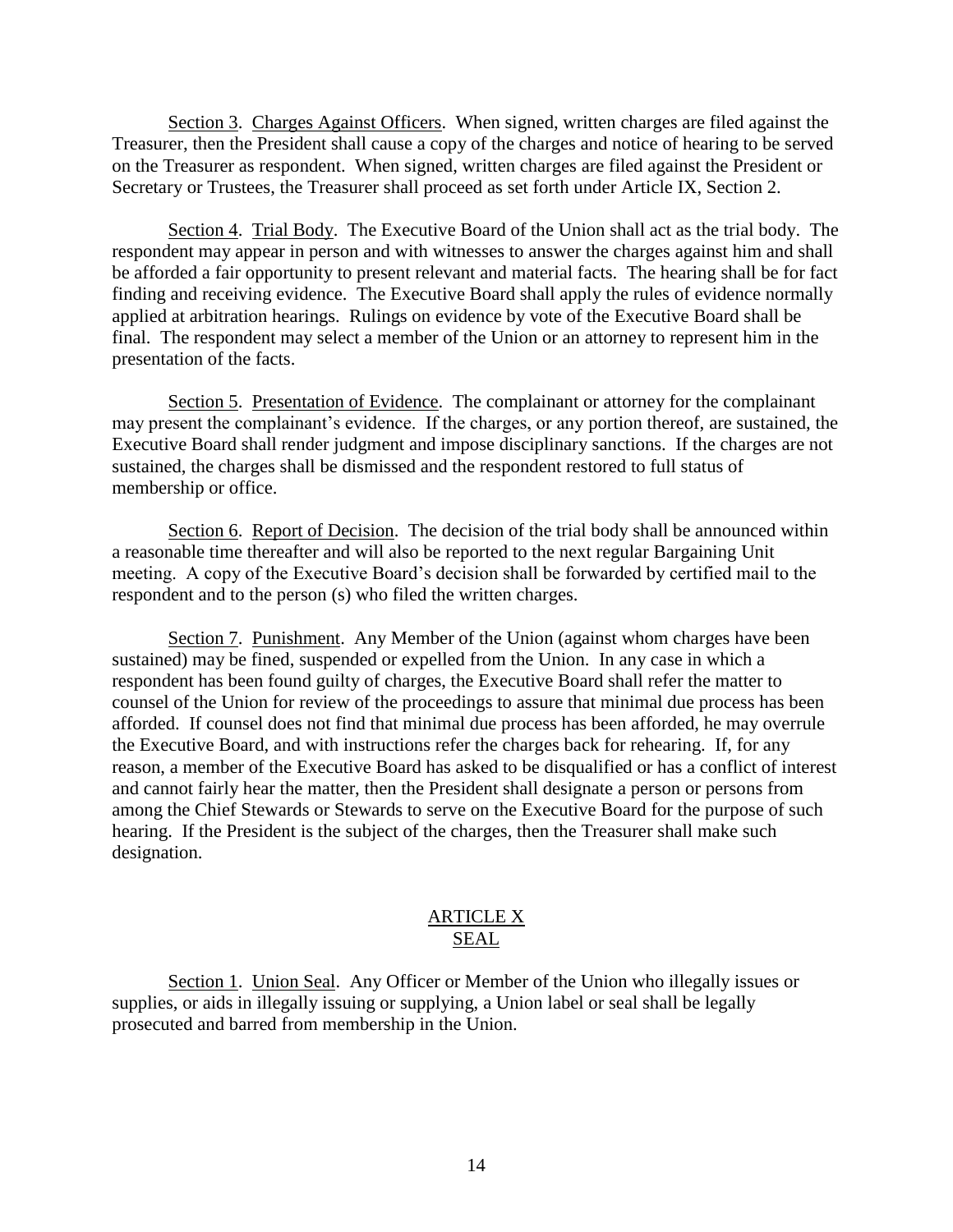Section 3. Charges Against Officers. When signed, written charges are filed against the Treasurer, then the President shall cause a copy of the charges and notice of hearing to be served on the Treasurer as respondent. When signed, written charges are filed against the President or Secretary or Trustees, the Treasurer shall proceed as set forth under Article IX, Section 2.

Section 4. Trial Body. The Executive Board of the Union shall act as the trial body. The respondent may appear in person and with witnesses to answer the charges against him and shall be afforded a fair opportunity to present relevant and material facts. The hearing shall be for fact finding and receiving evidence. The Executive Board shall apply the rules of evidence normally applied at arbitration hearings. Rulings on evidence by vote of the Executive Board shall be final. The respondent may select a member of the Union or an attorney to represent him in the presentation of the facts.

Section 5. Presentation of Evidence. The complainant or attorney for the complainant may present the complainant's evidence. If the charges, or any portion thereof, are sustained, the Executive Board shall render judgment and impose disciplinary sanctions. If the charges are not sustained, the charges shall be dismissed and the respondent restored to full status of membership or office.

Section 6. Report of Decision. The decision of the trial body shall be announced within a reasonable time thereafter and will also be reported to the next regular Bargaining Unit meeting. A copy of the Executive Board's decision shall be forwarded by certified mail to the respondent and to the person (s) who filed the written charges.

Section 7. Punishment. Any Member of the Union (against whom charges have been sustained) may be fined, suspended or expelled from the Union. In any case in which a respondent has been found guilty of charges, the Executive Board shall refer the matter to counsel of the Union for review of the proceedings to assure that minimal due process has been afforded. If counsel does not find that minimal due process has been afforded, he may overrule the Executive Board, and with instructions refer the charges back for rehearing. If, for any reason, a member of the Executive Board has asked to be disqualified or has a conflict of interest and cannot fairly hear the matter, then the President shall designate a person or persons from among the Chief Stewards or Stewards to serve on the Executive Board for the purpose of such hearing. If the President is the subject of the charges, then the Treasurer shall make such designation.

## ARTICLE X
## SEAL

Section 1. Union Seal. Any Officer or Member of the Union who illegally issues or supplies, or aids in illegally issuing or supplying, a Union label or seal shall be legally prosecuted and barred from membership in the Union.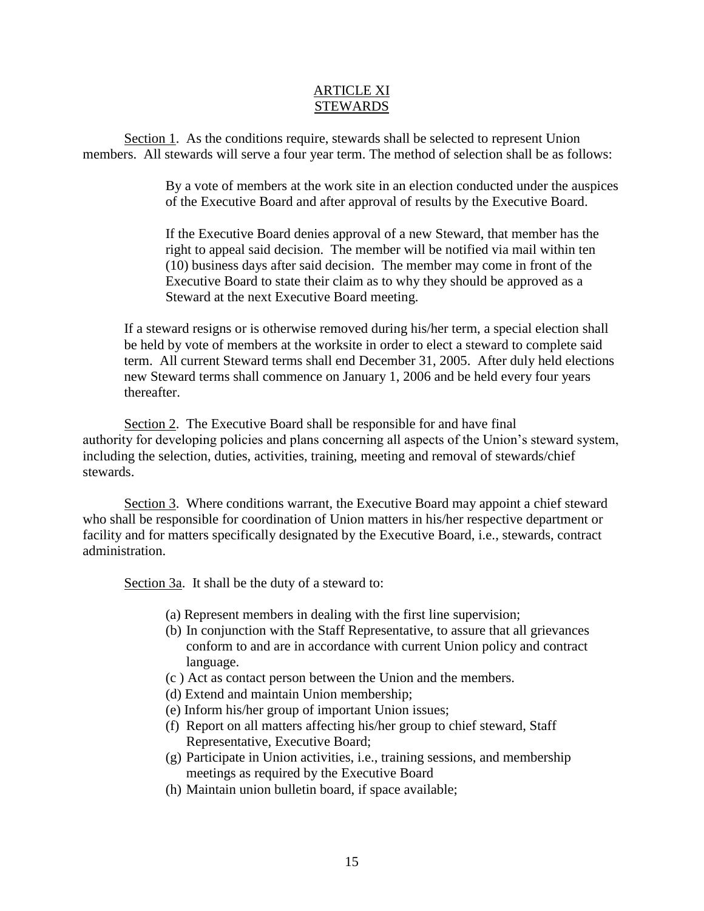## ARTICLE XI
## STEWARDS

Section 1. As the conditions require, stewards shall be selected to represent Union members. All stewards will serve a four year term. The method of selection shall be as follows:

> By a vote of members at the work site in an election conducted under the auspices of the Executive Board and after approval of results by the Executive Board.
>
> If the Executive Board denies approval of a new Steward, that member has the right to appeal said decision. The member will be notified via mail within ten (10) business days after said decision. The member may come in front of the Executive Board to state their claim as to why they should be approved as a Steward at the next Executive Board meeting.

If a steward resigns or is otherwise removed during his/her term, a special election shall be held by vote of members at the worksite in order to elect a steward to complete said term. All current Steward terms shall end December 31, 2005. After duly held elections new Steward terms shall commence on January 1, 2006 and be held every four years thereafter.

Section 2. The Executive Board shall be responsible for and have final authority for developing policies and plans concerning all aspects of the Union's steward system, including the selection, duties, activities, training, meeting and removal of stewards/chief stewards.

Section 3. Where conditions warrant, the Executive Board may appoint a chief steward who shall be responsible for coordination of Union matters in his/her respective department or facility and for matters specifically designated by the Executive Board, i.e., stewards, contract administration.

Section 3a. It shall be the duty of a steward to:

- (a) Represent members in dealing with the first line supervision;
- (b) In conjunction with the Staff Representative, to assure that all grievances conform to and are in accordance with current Union policy and contract language.
- (c ) Act as contact person between the Union and the members.
- (d) Extend and maintain Union membership;
- (e) Inform his/her group of important Union issues;
- (f) Report on all matters affecting his/her group to chief steward, Staff Representative, Executive Board;
- (g) Participate in Union activities, i.e., training sessions, and membership meetings as required by the Executive Board
- (h) Maintain union bulletin board, if space available;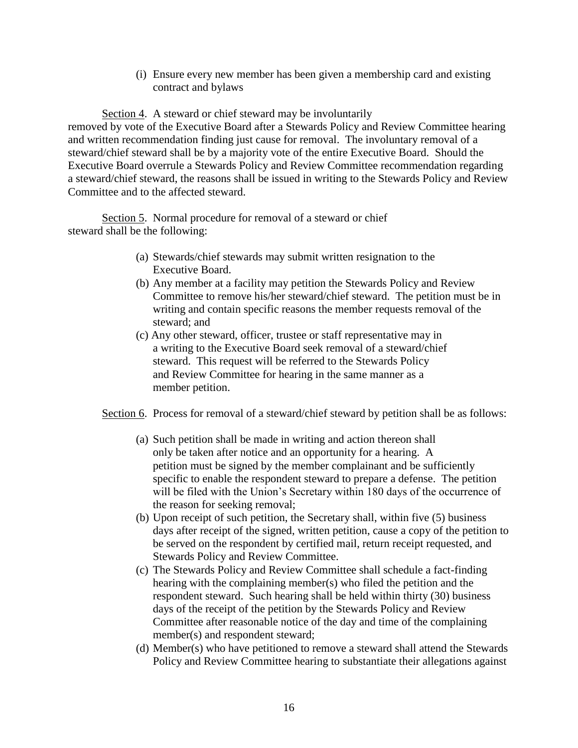(i) Ensure every new member has been given a membership card and existing contract and bylaws

Section 4. A steward or chief steward may be involuntarily removed by vote of the Executive Board after a Stewards Policy and Review Committee hearing and written recommendation finding just cause for removal. The involuntary removal of a steward/chief steward shall be by a majority vote of the entire Executive Board. Should the Executive Board overrule a Stewards Policy and Review Committee recommendation regarding a steward/chief steward, the reasons shall be issued in writing to the Stewards Policy and Review Committee and to the affected steward.

Section 5. Normal procedure for removal of a steward or chief steward shall be the following:

(a) Stewards/chief stewards may submit written resignation to the Executive Board.
(b) Any member at a facility may petition the Stewards Policy and Review Committee to remove his/her steward/chief steward. The petition must be in writing and contain specific reasons the member requests removal of the steward; and
(c) Any other steward, officer, trustee or staff representative may in a writing to the Executive Board seek removal of a steward/chief steward. This request will be referred to the Stewards Policy and Review Committee for hearing in the same manner as a member petition.

Section 6. Process for removal of a steward/chief steward by petition shall be as follows:

(a) Such petition shall be made in writing and action thereon shall only be taken after notice and an opportunity for a hearing. A petition must be signed by the member complainant and be sufficiently specific to enable the respondent steward to prepare a defense. The petition will be filed with the Union's Secretary within 180 days of the occurrence of the reason for seeking removal;
(b) Upon receipt of such petition, the Secretary shall, within five (5) business days after receipt of the signed, written petition, cause a copy of the petition to be served on the respondent by certified mail, return receipt requested, and Stewards Policy and Review Committee.
(c) The Stewards Policy and Review Committee shall schedule a fact-finding hearing with the complaining member(s) who filed the petition and the respondent steward. Such hearing shall be held within thirty (30) business days of the receipt of the petition by the Stewards Policy and Review Committee after reasonable notice of the day and time of the complaining member(s) and respondent steward;
(d) Member(s) who have petitioned to remove a steward shall attend the Stewards Policy and Review Committee hearing to substantiate their allegations against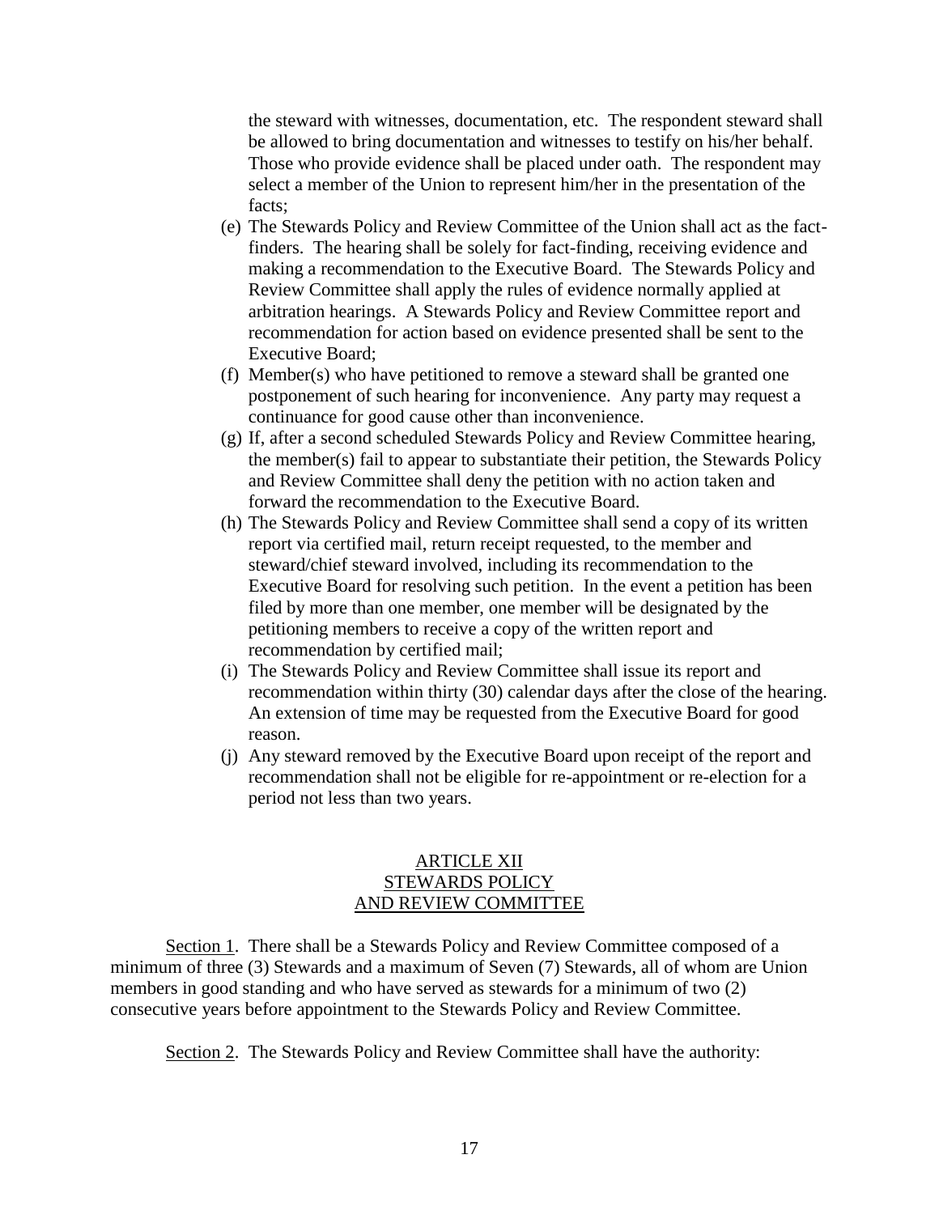the steward with witnesses, documentation, etc. The respondent steward shall be allowed to bring documentation and witnesses to testify on his/her behalf. Those who provide evidence shall be placed under oath. The respondent may select a member of the Union to represent him/her in the presentation of the facts;

(e) The Stewards Policy and Review Committee of the Union shall act as the fact-finders. The hearing shall be solely for fact-finding, receiving evidence and making a recommendation to the Executive Board. The Stewards Policy and Review Committee shall apply the rules of evidence normally applied at arbitration hearings. A Stewards Policy and Review Committee report and recommendation for action based on evidence presented shall be sent to the Executive Board;

(f) Member(s) who have petitioned to remove a steward shall be granted one postponement of such hearing for inconvenience. Any party may request a continuance for good cause other than inconvenience.

(g) If, after a second scheduled Stewards Policy and Review Committee hearing, the member(s) fail to appear to substantiate their petition, the Stewards Policy and Review Committee shall deny the petition with no action taken and forward the recommendation to the Executive Board.

(h) The Stewards Policy and Review Committee shall send a copy of its written report via certified mail, return receipt requested, to the member and steward/chief steward involved, including its recommendation to the Executive Board for resolving such petition. In the event a petition has been filed by more than one member, one member will be designated by the petitioning members to receive a copy of the written report and recommendation by certified mail;

(i) The Stewards Policy and Review Committee shall issue its report and recommendation within thirty (30) calendar days after the close of the hearing. An extension of time may be requested from the Executive Board for good reason.

(j) Any steward removed by the Executive Board upon receipt of the report and recommendation shall not be eligible for re-appointment or re-election for a period not less than two years.

## ARTICLE XII
## STEWARDS POLICY AND REVIEW COMMITTEE

Section 1. There shall be a Stewards Policy and Review Committee composed of a minimum of three (3) Stewards and a maximum of Seven (7) Stewards, all of whom are Union members in good standing and who have served as stewards for a minimum of two (2) consecutive years before appointment to the Stewards Policy and Review Committee.

Section 2. The Stewards Policy and Review Committee shall have the authority: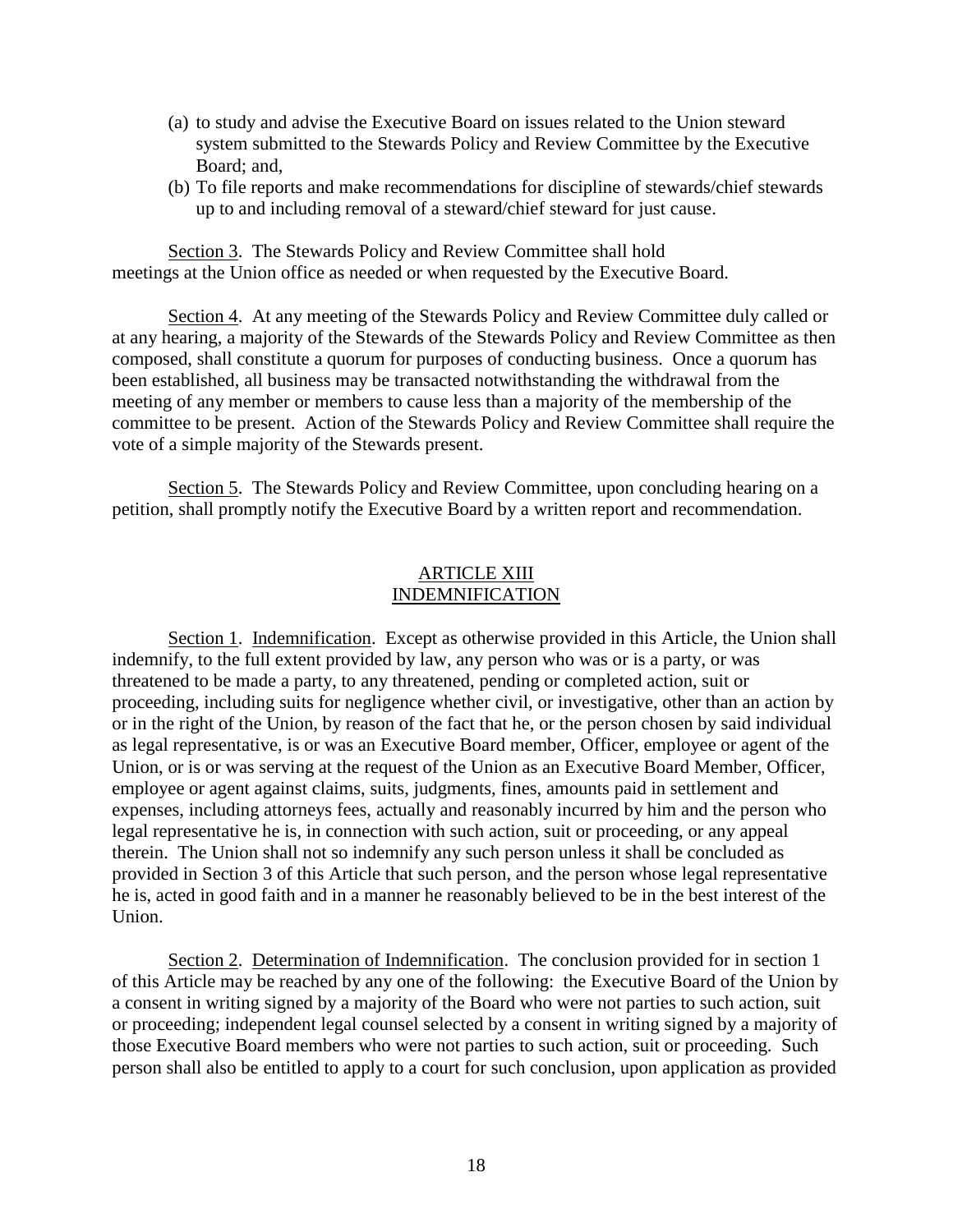(a) to study and advise the Executive Board on issues related to the Union steward system submitted to the Stewards Policy and Review Committee by the Executive Board; and,

(b) To file reports and make recommendations for discipline of stewards/chief stewards up to and including removal of a steward/chief steward for just cause.

Section 3. The Stewards Policy and Review Committee shall hold meetings at the Union office as needed or when requested by the Executive Board.

Section 4. At any meeting of the Stewards Policy and Review Committee duly called or at any hearing, a majority of the Stewards of the Stewards Policy and Review Committee as then composed, shall constitute a quorum for purposes of conducting business. Once a quorum has been established, all business may be transacted notwithstanding the withdrawal from the meeting of any member or members to cause less than a majority of the membership of the committee to be present. Action of the Stewards Policy and Review Committee shall require the vote of a simple majority of the Stewards present.

Section 5. The Stewards Policy and Review Committee, upon concluding hearing on a petition, shall promptly notify the Executive Board by a written report and recommendation.

## ARTICLE XIII
## INDEMNIFICATION

Section 1. Indemnification. Except as otherwise provided in this Article, the Union shall indemnify, to the full extent provided by law, any person who was or is a party, or was threatened to be made a party, to any threatened, pending or completed action, suit or proceeding, including suits for negligence whether civil, or investigative, other than an action by or in the right of the Union, by reason of the fact that he, or the person chosen by said individual as legal representative, is or was an Executive Board member, Officer, employee or agent of the Union, or is or was serving at the request of the Union as an Executive Board Member, Officer, employee or agent against claims, suits, judgments, fines, amounts paid in settlement and expenses, including attorneys fees, actually and reasonably incurred by him and the person who legal representative he is, in connection with such action, suit or proceeding, or any appeal therein. The Union shall not so indemnify any such person unless it shall be concluded as provided in Section 3 of this Article that such person, and the person whose legal representative he is, acted in good faith and in a manner he reasonably believed to be in the best interest of the Union.

Section 2. Determination of Indemnification. The conclusion provided for in section 1 of this Article may be reached by any one of the following: the Executive Board of the Union by a consent in writing signed by a majority of the Board who were not parties to such action, suit or proceeding; independent legal counsel selected by a consent in writing signed by a majority of those Executive Board members who were not parties to such action, suit or proceeding. Such person shall also be entitled to apply to a court for such conclusion, upon application as provided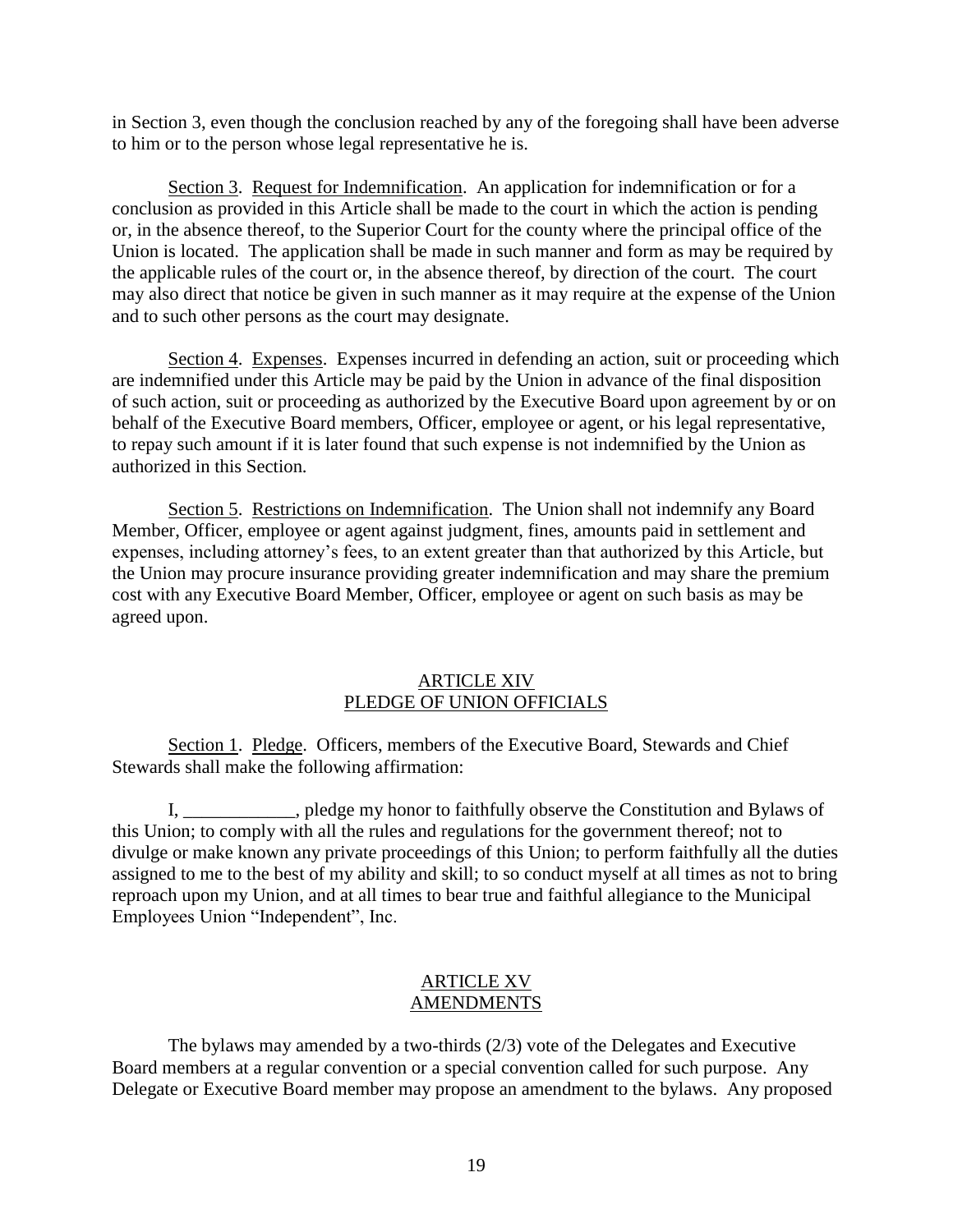in Section 3, even though the conclusion reached by any of the foregoing shall have been adverse to him or to the person whose legal representative he is.

Section 3. Request for Indemnification. An application for indemnification or for a conclusion as provided in this Article shall be made to the court in which the action is pending or, in the absence thereof, to the Superior Court for the county where the principal office of the Union is located. The application shall be made in such manner and form as may be required by the applicable rules of the court or, in the absence thereof, by direction of the court. The court may also direct that notice be given in such manner as it may require at the expense of the Union and to such other persons as the court may designate.

Section 4. Expenses. Expenses incurred in defending an action, suit or proceeding which are indemnified under this Article may be paid by the Union in advance of the final disposition of such action, suit or proceeding as authorized by the Executive Board upon agreement by or on behalf of the Executive Board members, Officer, employee or agent, or his legal representative, to repay such amount if it is later found that such expense is not indemnified by the Union as authorized in this Section.

Section 5. Restrictions on Indemnification. The Union shall not indemnify any Board Member, Officer, employee or agent against judgment, fines, amounts paid in settlement and expenses, including attorney's fees, to an extent greater than that authorized by this Article, but the Union may procure insurance providing greater indemnification and may share the premium cost with any Executive Board Member, Officer, employee or agent on such basis as may be agreed upon.

## ARTICLE XIV
## PLEDGE OF UNION OFFICIALS

Section 1. Pledge. Officers, members of the Executive Board, Stewards and Chief Stewards shall make the following affirmation:

I, ____________, pledge my honor to faithfully observe the Constitution and Bylaws of this Union; to comply with all the rules and regulations for the government thereof; not to divulge or make known any private proceedings of this Union; to perform faithfully all the duties assigned to me to the best of my ability and skill; to so conduct myself at all times as not to bring reproach upon my Union, and at all times to bear true and faithful allegiance to the Municipal Employees Union "Independent", Inc.

## ARTICLE XV
## AMENDMENTS

The bylaws may amended by a two-thirds (2/3) vote of the Delegates and Executive Board members at a regular convention or a special convention called for such purpose. Any Delegate or Executive Board member may propose an amendment to the bylaws. Any proposed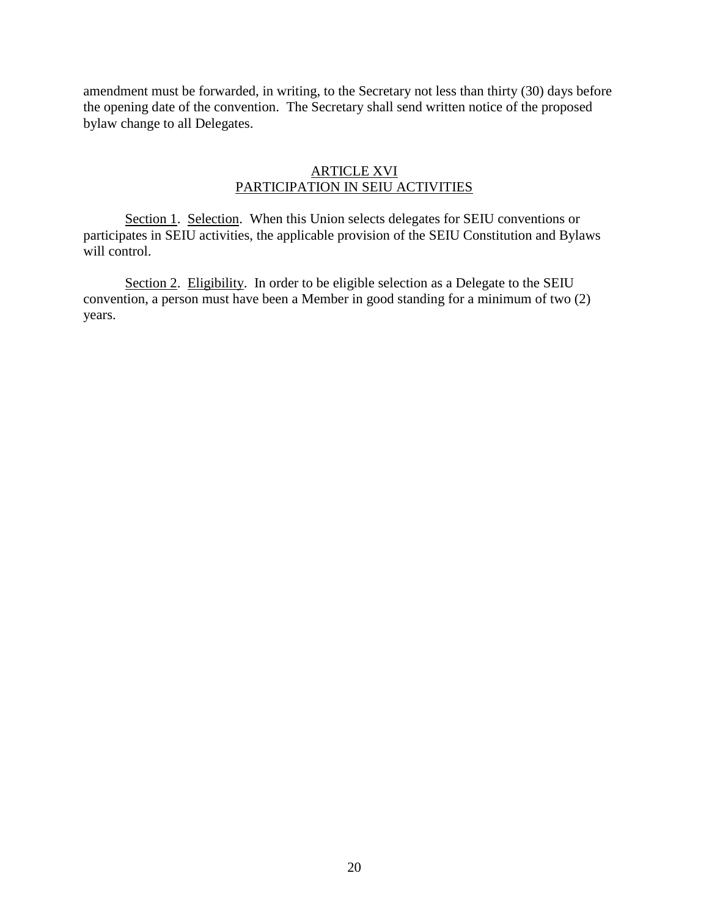amendment must be forwarded, in writing, to the Secretary not less than thirty (30) days before the opening date of the convention. The Secretary shall send written notice of the proposed bylaw change to all Delegates.

## ARTICLE XVI
## PARTICIPATION IN SEIU ACTIVITIES

Section 1. Selection. When this Union selects delegates for SEIU conventions or participates in SEIU activities, the applicable provision of the SEIU Constitution and Bylaws will control.

Section 2. Eligibility. In order to be eligible selection as a Delegate to the SEIU convention, a person must have been a Member in good standing for a minimum of two (2) years.